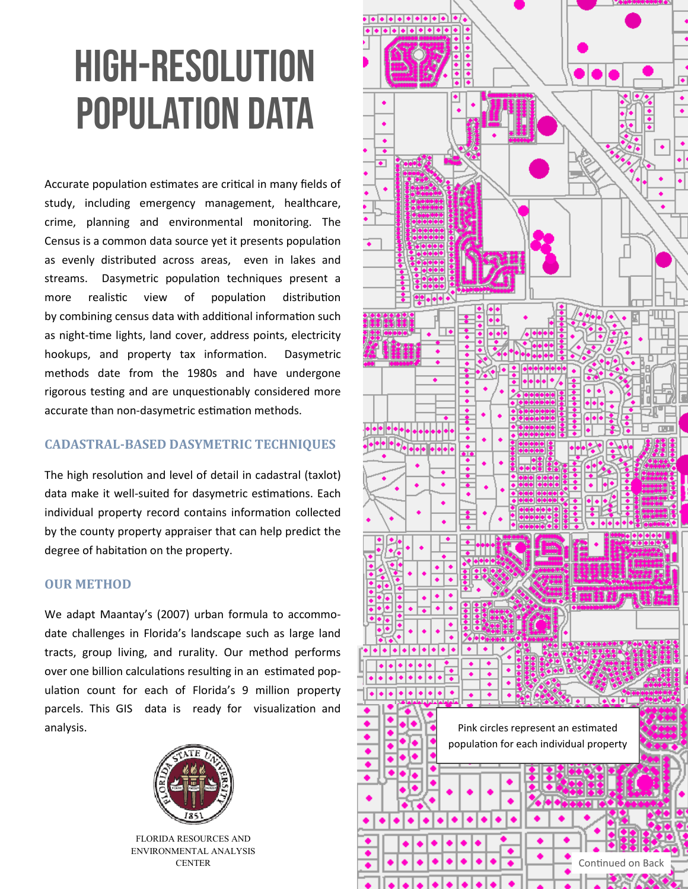# HIGH-RESOLUTION POPULATION DATA

Accurate population estimates are critical in many fields of study, including emergency management, healthcare, crime, planning and environmental monitoring. The Census is a common data source yet it presents population as evenly distributed across areas, even in lakes and streams. Dasymetric population techniques present a more realistic view of population distribution by combining census data with additional information such as night-time lights, land cover, address points, electricity hookups, and property tax information. Dasymetric methods date from the 1980s and have undergone rigorous testing and are unquestionably considered more accurate than non-dasymetric estimation methods.

## CADASTRAL-BASED DASYMETRIC TECHNIQUES

The high resolution and level of detail in cadastral (taxlot) data make it well-suited for dasymetric estimations. Each individual property record contains information collected by the county property appraiser that can help predict the degree of habitation on the property.

## OUR METHOD

We adapt Maantay's (2007) urban formula to accommodate challenges in Florida's landscape such as large land tracts, group living, and rurality. Our method performs over one billion calculations resulting in an estimated population count for each of Florida's 9 million property parcels. This GIS data is ready for visualization and analysis.

FLORIDA RESOURCES AND ENVIRONMENTAL ANALYSIS CENTER

Pink circles represent an estimated population for each individual property

Continued on Back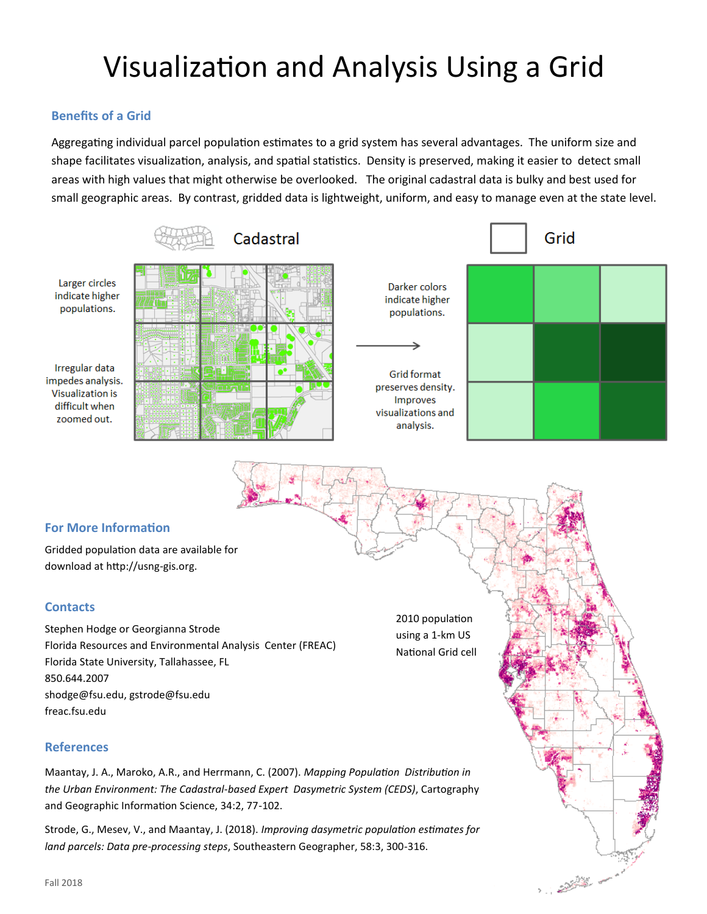# Visualization and Analysis Using a Grid

## Benefits of a Grid

Aggregating individual parcel population estimates to a grid system has several advantages. The uniform size and shape facilitates visualization, analysis, and spatial statistics. Density is preserved, making it easier to detect small areas with high values that might otherwise be overlooked. The original cadastral data is bulky and best used for small geographic areas. By contrast, gridded data is lightweight, uniform, and easy to manage even at the state level.

Cadastral

Grid

Larger circles indicate higher populations.

Irregular data impedes analysis. Visualization is difficult when zoomed out.

Darker colors indicate higher populations.

Grid format preserves density. Improves visualizations and analysis.

2010 population using a 1-km US National Grid cell

## For More Information

Gridded population data are available for download at http://usng-gis.org.

## Contacts

Stephen Hodge or Georgianna Strode
Florida Resources and Environmental Analysis Center (FREAC)
Florida State University, Tallahassee, FL
850.644.2007
shodge@fsu.edu, gstrode@fsu.edu
freac.fsu.edu

## References

Maantay, J. A., Maroko, A.R., and Herrmann, C. (2007). *Mapping Population Distribution in the Urban Environment: The Cadastral-based Expert Dasymetric System (CEDS)*, Cartography and Geographic Information Science, 34:2, 77-102.

Strode, G., Mesev, V., and Maantay, J. (2018). *Improving dasymetric population estimates for land parcels: Data pre-processing steps*, Southeastern Geographer, 58:3, 300-316.

Fall 2018